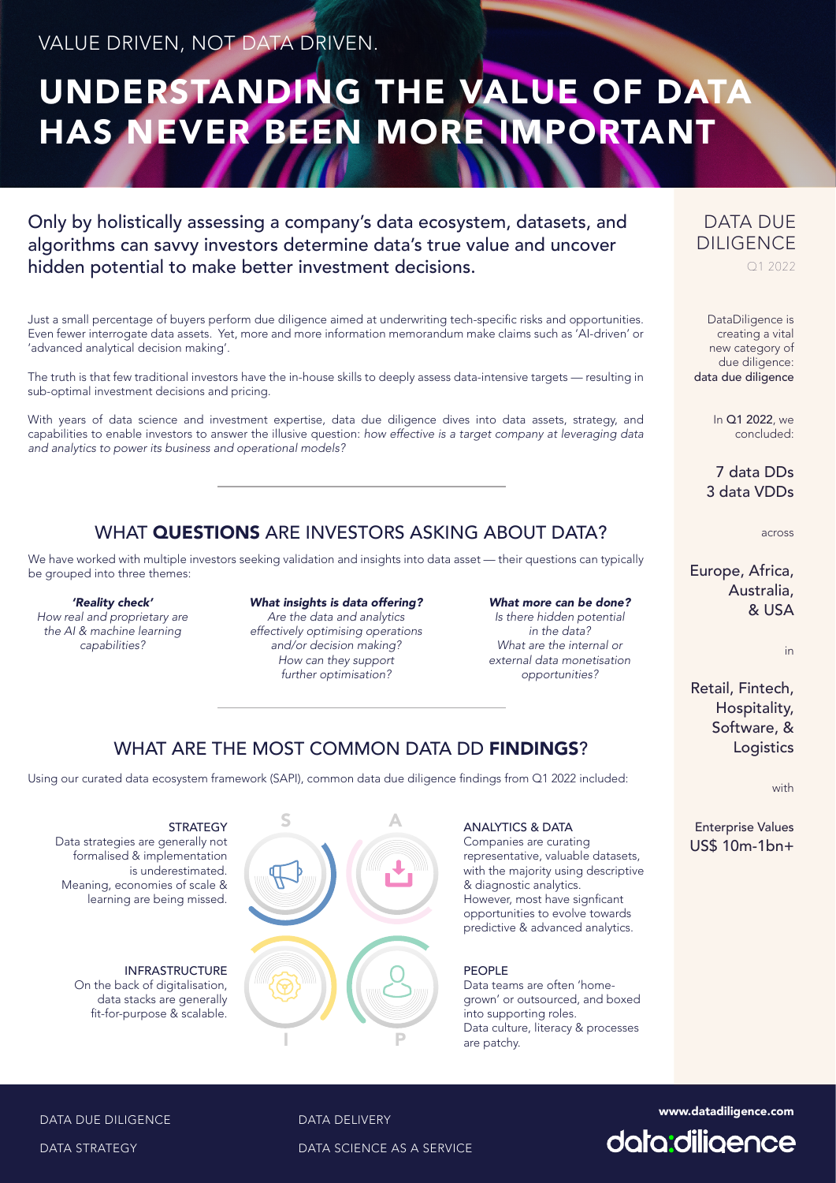VALUE DRIVEN, NOT DATA DRIVEN.

# UNDERSTANDING THE VALUE OF DATA HAS NEVER BEEN MORE IMPORTANT

## Only by holistically assessing a company's data ecosystem, datasets, and algorithms can savvy investors determine data's true value and uncover hidden potential to make better investment decisions.

Just a small percentage of buyers perform due diligence aimed at underwriting tech-specific risks and opportunities. Even fewer interrogate data assets. Yet, more and more information memorandum make claims such as 'AI-driven' or 'advanced analytical decision making'.

The truth is that few traditional investors have the in-house skills to deeply assess data-intensive targets — resulting in sub-optimal investment decisions and pricing.

With years of data science and investment expertise, data due diligence dives into data assets, strategy, and capabilities to enable investors to answer the illusive question: *how effective is a target company at leveraging data and analytics to power its business and operational models?*

## WHAT **QUESTIONS** ARE INVESTORS ASKING ABOUT DATA?

We have worked with multiple investors seeking validation and insights into data asset — their questions can typically be grouped into three themes:

***'Reality check'***
*How real and proprietary are the AI & machine learning capabilities?*

***What insights is data offering?***
*Are the data and analytics effectively optimising operations and/or decision making? How can they support further optimisation?*

***What more can be done?***
*Is there hidden potential in the data? What are the internal or external data monetisation opportunities?*

## WHAT ARE THE MOST COMMON DATA DD **FINDINGS**?

Using our curated data ecosystem framework (SAPI), common data due diligence findings from Q1 2022 included:

**STRATEGY**
Data strategies are generally not formalised & implementation is underestimated. Meaning, economies of scale & learning are being missed.

**ANALYTICS & DATA**
Companies are curating representative, valuable datasets, with the majority using descriptive & diagnostic analytics. However, most have signficant opportunities to evolve towards predictive & advanced analytics.

**INFRASTRUCTURE**
On the back of digitalisation, data stacks are generally fit-for-purpose & scalable.

**PEOPLE**
Data teams are often 'home-grown' or outsourced, and boxed into supporting roles. Data culture, literacy & processes are patchy.

## DATA DUE DILIGENCE
Q1 2022

DataDiligence is creating a vital new category of due diligence: data due diligence

In **Q1 2022**, we concluded:

7 data DDs
3 data VDDs

across

Europe, Africa, Australia, & USA

in

Retail, Fintech, Hospitality, Software, & Logistics

with

Enterprise Values US$ 10m-1bn+

DATA DUE DILIGENCE
DATA STRATEGY
DATA DELIVERY
DATA SCIENCE AS A SERVICE

www.datadiligence.com
data:diligence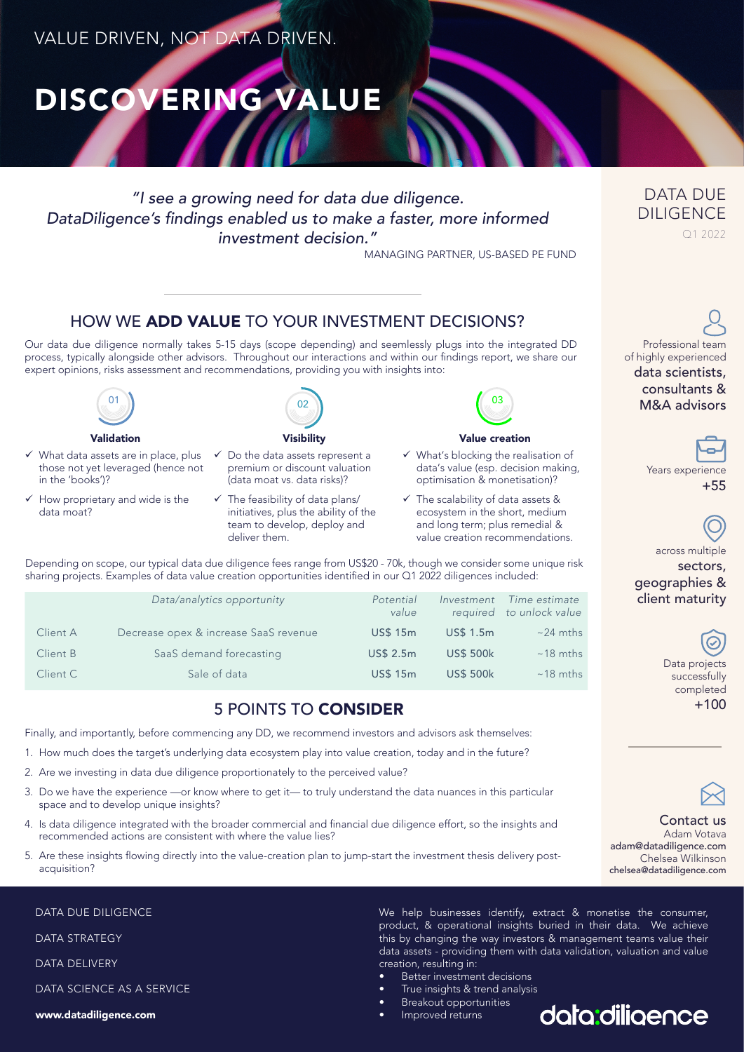VALUE DRIVEN, NOT DATA DRIVEN.

# DISCOVERING VALUE

*"I see a growing need for data due diligence. DataDiligence's findings enabled us to make a faster, more informed investment decision."*

MANAGING PARTNER, US-BASED PE FUND

## HOW WE **ADD VALUE** TO YOUR INVESTMENT DECISIONS?

Our data due diligence normally takes 5-15 days (scope depending) and seemlessly plugs into the integrated DD process, typically alongside other advisors. Throughout our interactions and within our findings report, we share our expert opinions, risks assessment and recommendations, providing you with insights into:

01

**Validation**

- ✓ What data assets are in place, plus those not yet leveraged (hence not in the 'books')?
- ✓ How proprietary and wide is the data moat?

02

**Visibility**

- ✓ Do the data assets represent a premium or discount valuation (data moat vs. data risks)?
- ✓ The feasibility of data plans/ initiatives, plus the ability of the team to develop, deploy and deliver them.

03

**Value creation**

- ✓ What's blocking the realisation of data's value (esp. decision making, optimisation & monetisation)?
- ✓ The scalability of data assets & ecosystem in the short, medium and long term; plus remedial & value creation recommendations.

Depending on scope, our typical data due diligence fees range from US$20 - 70k, though we consider some unique risk sharing projects. Examples of data value creation opportunities identified in our Q1 2022 diligences included:

| | *Data/analytics opportunity* | *Potential value* | *Investment required* | *Time estimate to unlock value* |
|---|---|---|---|---|
| Client A | Decrease opex & increase SaaS revenue | US$ 15m | US$ 1.5m | ~24 mths |
| Client B | SaaS demand forecasting | US$ 2.5m | US$ 500k | ~18 mths |
| Client C | Sale of data | US$ 15m | US$ 500k | ~18 mths |

## 5 POINTS TO **CONSIDER**

Finally, and importantly, before commencing any DD, we recommend investors and advisors ask themselves:

1. How much does the target's underlying data ecosystem play into value creation, today and in the future?
2. Are we investing in data due diligence proportionately to the perceived value?
3. Do we have the experience —or know where to get it— to truly understand the data nuances in this particular space and to develop unique insights?
4. Is data diligence integrated with the broader commercial and financial due diligence effort, so the insights and recommended actions are consistent with where the value lies?
5. Are these insights flowing directly into the value-creation plan to jump-start the investment thesis delivery post-acquisition?

DATA DUE DILIGENCE

Q1 2022

Professional team of highly experienced data scientists, consultants & M&A advisors

Years experience +55

across multiple sectors, geographies & client maturity

Data projects successfully completed +100

**Contact us**

Adam Votava
adam@datadiligence.com
Chelsea Wilkinson
chelsea@datadiligence.com

DATA DUE DILIGENCE

DATA STRATEGY

DATA DELIVERY

DATA SCIENCE AS A SERVICE

**www.datadiligence.com**

We help businesses identify, extract & monetise the consumer, product, & operational insights buried in their data. We achieve this by changing the way investors & management teams value their data assets - providing them with data validation, valuation and value creation, resulting in:

- Better investment decisions
- True insights & trend analysis
- Breakout opportunities
- Improved returns

data:diligence